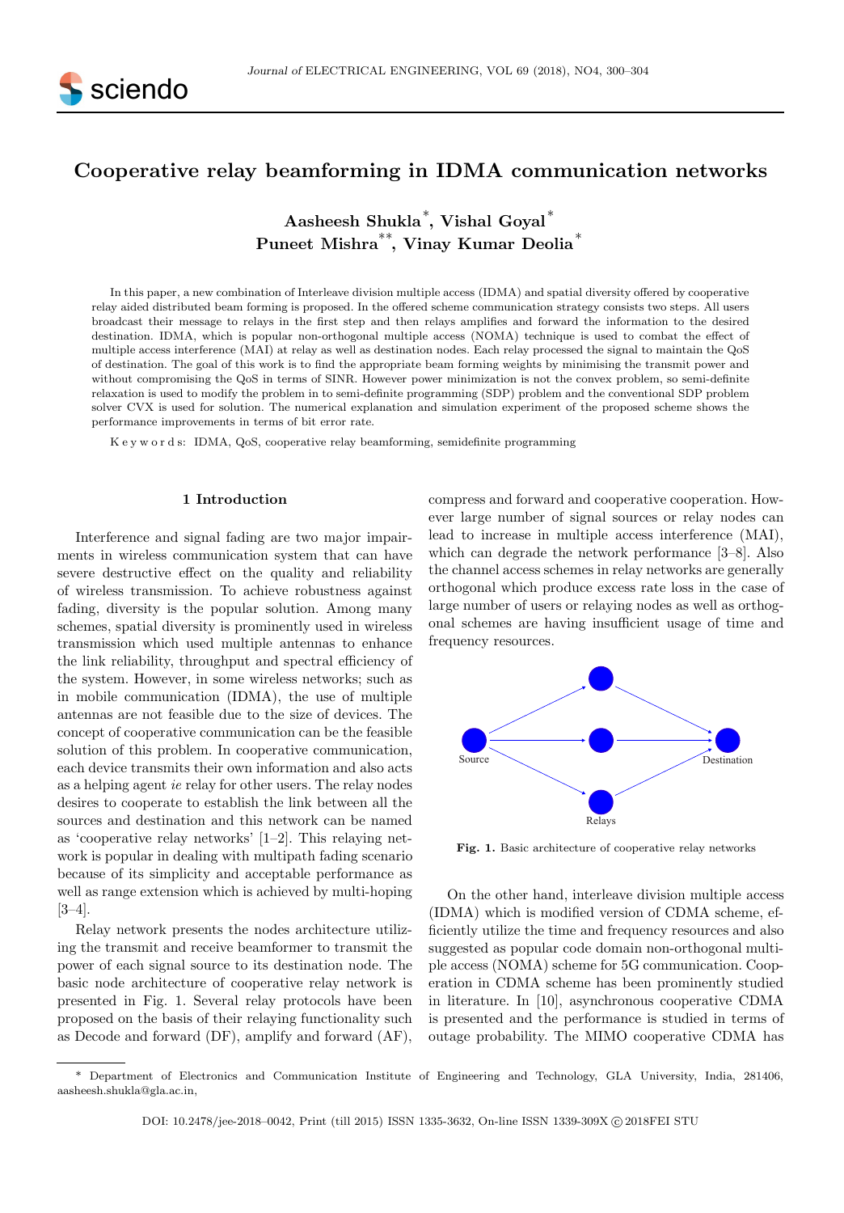# Cooperative relay beamforming in IDMA communication networks

**Aasheesh Shukla***, **Vishal Goyal***
**Puneet Mishra****, **Vinay Kumar Deolia***

In this paper, a new combination of Interleave division multiple access (IDMA) and spatial diversity offered by cooperative relay aided distributed beam forming is proposed. In the offered scheme communication strategy consists two steps. All users broadcast their message to relays in the first step and then relays amplifies and forward the information to the desired destination. IDMA, which is popular non-orthogonal multiple access (NOMA) technique is used to combat the effect of multiple access interference (MAI) at relay as well as destination nodes. Each relay processed the signal to maintain the QoS of destination. The goal of this work is to find the appropriate beam forming weights by minimising the transmit power and without compromising the QoS in terms of SINR. However power minimization is not the convex problem, so semi-definite relaxation is used to modify the problem in to semi-definite programming (SDP) problem and the conventional SDP problem solver CVX is used for solution. The numerical explanation and simulation experiment of the proposed scheme shows the performance improvements in terms of bit error rate.

K e y w o r d s: IDMA, QoS, cooperative relay beamforming, semidefinite programming

## 1 Introduction

Interference and signal fading are two major impairments in wireless communication system that can have severe destructive effect on the quality and reliability of wireless transmission. To achieve robustness against fading, diversity is the popular solution. Among many schemes, spatial diversity is prominently used in wireless transmission which used multiple antennas to enhance the link reliability, throughput and spectral efficiency of the system. However, in some wireless networks; such as in mobile communication (IDMA), the use of multiple antennas are not feasible due to the size of devices. The concept of cooperative communication can be the feasible solution of this problem. In cooperative communication, each device transmits their own information and also acts as a helping agent *ie* relay for other users. The relay nodes desires to cooperate to establish the link between all the sources and destination and this network can be named as 'cooperative relay networks' [1–2]. This relaying network is popular in dealing with multipath fading scenario because of its simplicity and acceptable performance as well as range extension which is achieved by multi-hoping [3–4].

Relay network presents the nodes architecture utilizing the transmit and receive beamformer to transmit the power of each signal source to its destination node. The basic node architecture of cooperative relay network is presented in Fig. 1. Several relay protocols have been proposed on the basis of their relaying functionality such as Decode and forward (DF), amplify and forward (AF), compress and forward and cooperative cooperation. However large number of signal sources or relay nodes can lead to increase in multiple access interference (MAI), which can degrade the network performance [3–8]. Also the channel access schemes in relay networks are generally orthogonal which produce excess rate loss in the case of large number of users or relaying nodes as well as orthogonal schemes are having insufficient usage of time and frequency resources.

**Fig. 1.** Basic architecture of cooperative relay networks

On the other hand, interleave division multiple access (IDMA) which is modified version of CDMA scheme, efficiently utilize the time and frequency resources and also suggested as popular code domain non-orthogonal multiple access (NOMA) scheme for 5G communication. Cooperation in CDMA scheme has been prominently studied in literature. In [10], asynchronous cooperative CDMA is presented and the performance is studied in terms of outage probability. The MIMO cooperative CDMA has

* Department of Electronics and Communication Institute of Engineering and Technology, GLA University, India, 281406, aasheesh.shukla@gla.ac.in,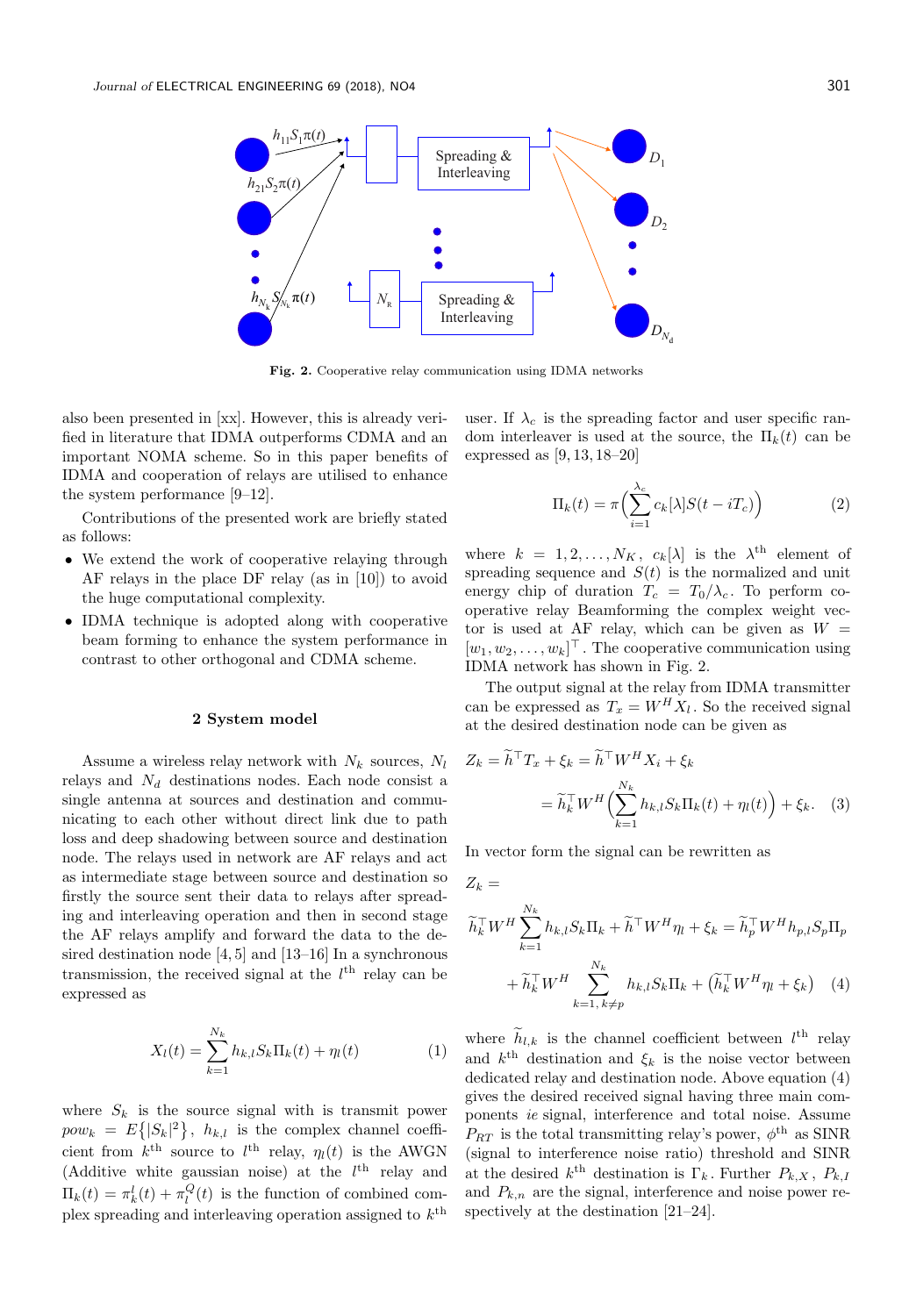**Fig. 2.** Cooperative relay communication using IDMA networks

also been presented in [xx]. However, this is already verified in literature that IDMA outperforms CDMA and an important NOMA scheme. So in this paper benefits of IDMA and cooperation of relays are utilised to enhance the system performance [9–12].

Contributions of the presented work are briefly stated as follows:

- We extend the work of cooperative relaying through AF relays in the place DF relay (as in [10]) to avoid the huge computational complexity.
- IDMA technique is adopted along with cooperative beam forming to enhance the system performance in contrast to other orthogonal and CDMA scheme.

## 2 System model

Assume a wireless relay network with $N_k$ sources, $N_l$ relays and $N_d$ destinations nodes. Each node consist a single antenna at sources and destination and communicating to each other without direct link due to path loss and deep shadowing between source and destination node. The relays used in network are AF relays and act as intermediate stage between source and destination so firstly the source sent their data to relays after spreading and interleaving operation and then in second stage the AF relays amplify and forward the data to the desired destination node [4, 5] and [13–16] In a synchronous transmission, the received signal at the $l^{\text{th}}$ relay can be expressed as

$$X_l(t) = \sum_{k=1}^{N_k} h_{k,l} S_k \Pi_k(t) + \eta_l(t) \tag{1}$$

where $S_k$ is the source signal with is transmit power $pow_k = E\{|S_k|^2\}$, $h_{k,l}$ is the complex channel coefficient from $k^{\text{th}}$ source to $l^{\text{th}}$ relay, $\eta_l(t)$ is the AWGN (Additive white gaussian noise) at the $l^{\text{th}}$ relay and $\Pi_k(t) = \pi_k^I(t) + \pi_l^Q(t)$ is the function of combined complex spreading and interleaving operation assigned to $k^{\text{th}}$ user. If $\lambda_c$ is the spreading factor and user specific random interleaver is used at the source, the $\Pi_k(t)$ can be expressed as [9, 13, 18–20]

$$\Pi_k(t) = \pi\Big(\sum_{i=1}^{\lambda_c} c_k[\lambda] S(t - iT_c)\Big) \tag{2}$$

where $k = 1, 2, \dots, N_K$, $c_k[\lambda]$ is the $\lambda^{\text{th}}$ element of spreading sequence and $S(t)$ is the normalized and unit energy chip of duration $T_c = T_0/\lambda_c$. To perform cooperative relay Beamforming the complex weight vector is used at AF relay, which can be given as $W = [w_1, w_2, \dots, w_k]^\top$. The cooperative communication using IDMA network has shown in Fig. 2.

The output signal at the relay from IDMA transmitter can be expressed as $T_x = W^H X_l$. So the received signal at the desired destination node can be given as

$$Z_k = \widetilde{h}^\top T_x + \xi_k = \widetilde{h}^\top W^H X_i + \xi_k$$
$$= \widetilde{h}_k^\top W^H \Big(\sum_{k=1}^{N_k} h_{k,l} S_k \Pi_k(t) + \eta_l(t)\Big) + \xi_k. \tag{3}$$

In vector form the signal can be rewritten as

$$Z_k =$$
$$\widetilde{h}_k^\top W^H \sum_{k=1}^{N_k} h_{k,l} S_k \Pi_k + \widetilde{h}^\top W^H \eta_l + \xi_k = \widetilde{h}_p^\top W^H h_{p,l} S_p \Pi_p$$
$$+ \widetilde{h}_k^\top W^H \sum_{k=1,\, k\neq p}^{N_k} h_{k,l} S_k \Pi_k + \big(\widetilde{h}_k^\top W^H \eta_l + \xi_k\big) \tag{4}$$

where $\widetilde{h}_{l,k}$ is the channel coefficient between $l^{\text{th}}$ relay and $k^{\text{th}}$ destination and $\xi_k$ is the noise vector between dedicated relay and destination node. Above equation (4) gives the desired received signal having three main components *ie* signal, interference and total noise. Assume $P_{RT}$ is the total transmitting relay's power, $\phi^{\text{th}}$ as SINR (signal to interference noise ratio) threshold and SINR at the desired $k^{\text{th}}$ destination is $\Gamma_k$. Further $P_{k,X}$, $P_{k,I}$ and $P_{k,n}$ are the signal, interference and noise power respectively at the destination [21–24].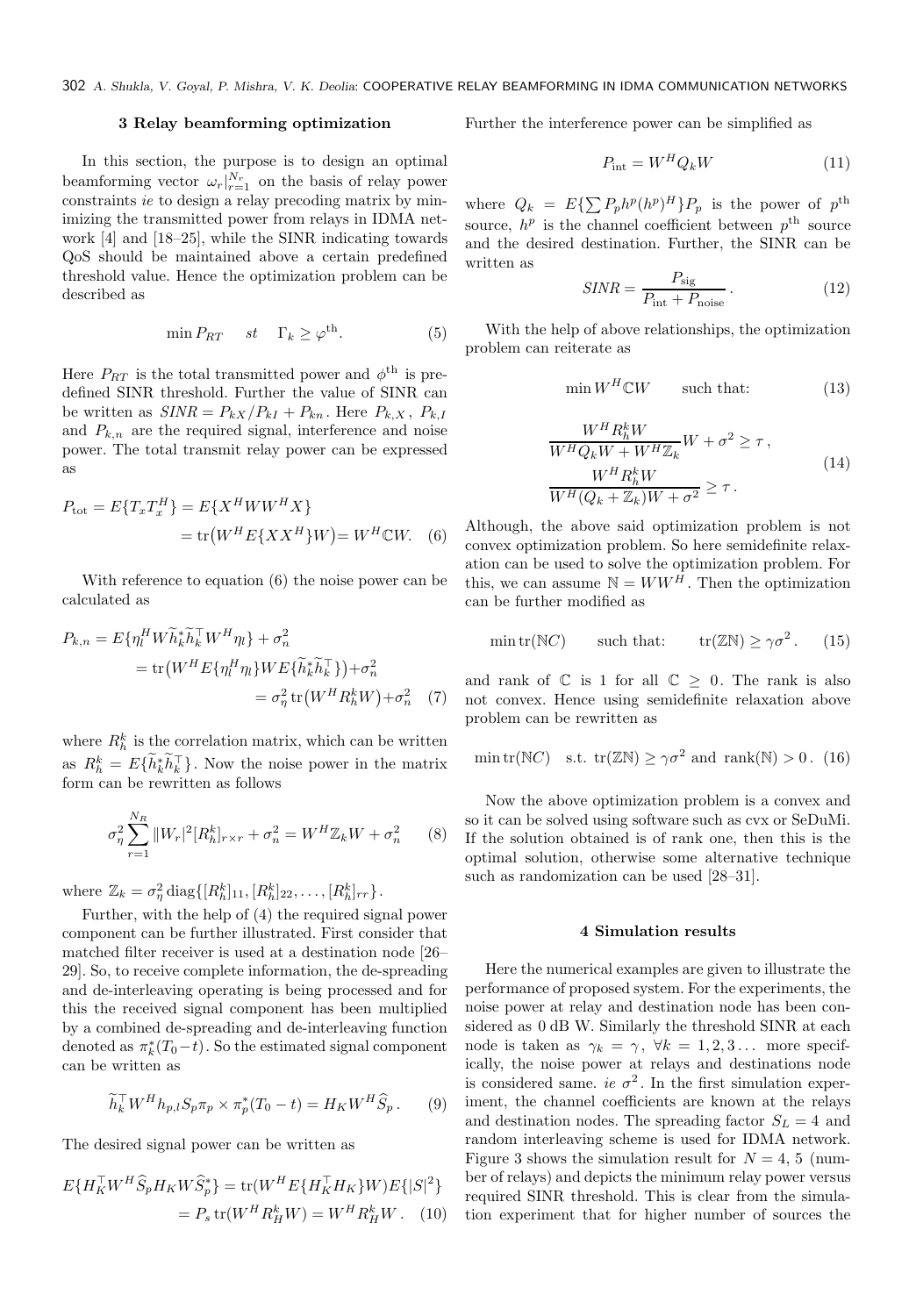## 3 Relay beamforming optimization

In this section, the purpose is to design an optimal beamforming vector $\omega_r|_{r=1}^{N_r}$ on the basis of relay power constraints *ie* to design a relay precoding matrix by minimizing the transmitted power from relays in IDMA network [4] and [18–25], while the SINR indicating towards QoS should be maintained above a certain predefined threshold value. Hence the optimization problem can be described as

$$\min P_{RT} \quad st \quad \Gamma_k \geq \varphi^{\text{th}}. \tag{5}$$

Here $P_{RT}$ is the total transmitted power and $\phi^{\text{th}}$ is predefined SINR threshold. Further the value of SINR can be written as $SINR = P_{kX}/P_{kI} + P_{kn}$. Here $P_{k,X}$, $P_{k,I}$ and $P_{k,n}$ are the required signal, interference and noise power. The total transmit relay power can be expressed as

$$\begin{aligned} P_{\text{tot}} &= E\{T_x T_x^H\} = E\{X^H W W^H X\} \\ &= \operatorname{tr}\big(W^H E\{XX^H\} W\big) = W^H \mathbb{C} W. \end{aligned} \tag{6}$$

With reference to equation (6) the noise power can be calculated as

$$\begin{aligned} P_{k,n} &= E\{\eta_l^H W \widetilde{h}_k^* \widetilde{h}_k^\top W^H \eta_l\} + \sigma_n^2 \\ &= \operatorname{tr}\big(W^H E\{\eta_l^H \eta_l\} W E\{\widetilde{h}_k^* \widetilde{h}_k^\top\}\big) + \sigma_n^2 \\ &= \sigma_\eta^2 \operatorname{tr}\big(W^H R_h^k W\big) + \sigma_n^2 \end{aligned} \tag{7}$$

where $R_h^k$ is the correlation matrix, which can be written as $R_h^k = E\{\widetilde{h}_k^* \widetilde{h}_k^\top\}$. Now the noise power in the matrix form can be rewritten as follows

$$\sigma_\eta^2 \sum_{r=1}^{N_R} \|W_r|^2 [R_h^k]_{r \times r} + \sigma_n^2 = W^H \mathbb{Z}_k W + \sigma_n^2 \tag{8}$$

where $\mathbb{Z}_k = \sigma_\eta^2 \operatorname{diag}\{[R_h^k]_{11}, [R_h^k]_{22}, \dots, [R_h^k]_{rr}\}$.

Further, with the help of (4) the required signal power component can be further illustrated. First consider that matched filter receiver is used at a destination node [26–29]. So, to receive complete information, the de-spreading and de-interleaving operating is being processed and for this the received signal component has been multiplied by a combined de-spreading and de-interleaving function denoted as $\pi_k^*(T_0 - t)$. So the estimated signal component can be written as

$$\widetilde{h}_k^\top W^H h_{p,l} S_p \pi_p \times \pi_p^*(T_0 - t) = H_K W^H \widehat{S}_p. \tag{9}$$

The desired signal power can be written as

$$\begin{aligned} E\{H_K^\top W^H \widehat{S}_p H_K W \widehat{S}_p^*\} &= \operatorname{tr}(W^H E\{H_K^\top H_K\} W) E\{|S|^2\} \\ &= P_s \operatorname{tr}(W^H R_H^k W) = W^H R_H^k W. \end{aligned} \tag{10}$$

Further the interference power can be simplified as

$$P_{\text{int}} = W^H Q_k W \tag{11}$$

where $Q_k = E\{\sum P_p h^p (h^p)^H\} P_p$ is the power of $p^{\text{th}}$ source, $h^p$ is the channel coefficient between $p^{\text{th}}$ source and the desired destination. Further, the SINR can be written as

$$SINR = \frac{P_{\text{sig}}}{P_{\text{int}} + P_{\text{noise}}}. \tag{12}$$

With the help of above relationships, the optimization problem can reiterate as

$$\min W^H \mathbb{C} W \qquad \text{such that:} \tag{13}$$

$$\begin{aligned} &\frac{W^H R_h^k W}{W^H Q_k W + W^H \mathbb{Z}_k} W + \sigma^2 \geq \tau, \\ &\frac{W^H R_h^k W}{W^H (Q_k + \mathbb{Z}_k) W + \sigma^2} \geq \tau. \end{aligned} \tag{14}$$

Although, the above said optimization problem is not convex optimization problem. So here semidefinite relaxation can be used to solve the optimization problem. For this, we can assume $\mathbb{N} = WW^H$. Then the optimization can be further modified as

$$\min \operatorname{tr}(\mathbb{N} C) \qquad \text{such that:} \qquad \operatorname{tr}(\mathbb{Z}\mathbb{N}) \geq \gamma \sigma^2. \tag{15}$$

and rank of $\mathbb{C}$ is 1 for all $\mathbb{C} \geq 0$. The rank is also not convex. Hence using semidefinite relaxation above problem can be rewritten as

$$\min \operatorname{tr}(\mathbb{N} C) \quad \text{s.t. } \operatorname{tr}(\mathbb{Z}\mathbb{N}) \geq \gamma \sigma^2 \text{ and } \operatorname{rank}(\mathbb{N}) > 0. \tag{16}$$

Now the above optimization problem is a convex and so it can be solved using software such as cvx or SeDuMi. If the solution obtained is of rank one, then this is the optimal solution, otherwise some alternative technique such as randomization can be used [28–31].

## 4 Simulation results

Here the numerical examples are given to illustrate the performance of proposed system. For the experiments, the noise power at relay and destination node has been considered as 0 dB W. Similarly the threshold SINR at each node is taken as $\gamma_k = \gamma$, $\forall k = 1, 2, 3 \dots$ more specifically, the noise power at relays and destinations node is considered same. *ie* $\sigma^2$. In the first simulation experiment, the channel coefficients are known at the relays and destination nodes. The spreading factor $S_L = 4$ and random interleaving scheme is used for IDMA network. Figure 3 shows the simulation result for $N = 4$, 5 (number of relays) and depicts the minimum relay power versus required SINR threshold. This is clear from the simulation experiment that for higher number of sources the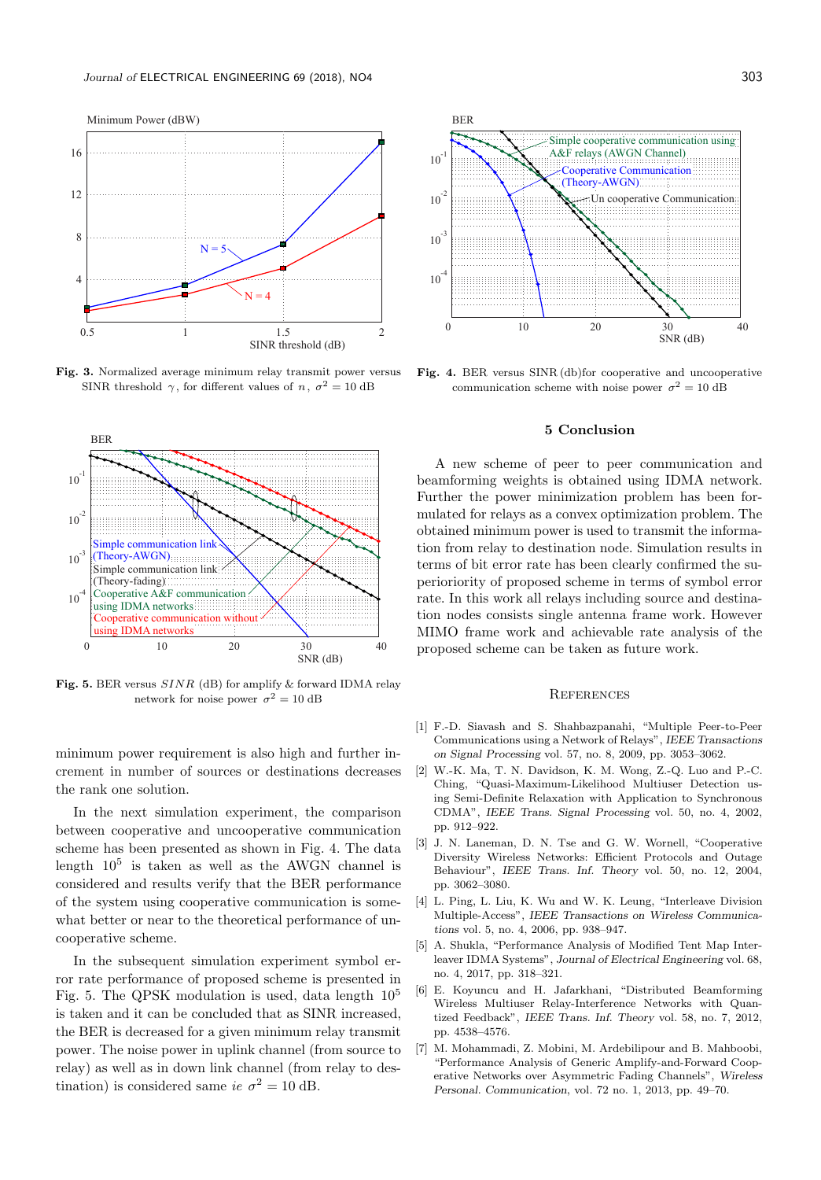**Fig. 3.** Normalized average minimum relay transmit power versus SINR threshold $\gamma$, for different values of $n$, $\sigma^2 = 10$ dB

**Fig. 4.** BER versus SINR (db)for cooperative and uncooperative communication scheme with noise power $\sigma^2 = 10$ dB

**Fig. 5.** BER versus $SINR$ (dB) for amplify & forward IDMA relay network for noise power $\sigma^2 = 10$ dB

minimum power requirement is also high and further increment in number of sources or destinations decreases the rank one solution.

In the next simulation experiment, the comparison between cooperative and uncooperative communication scheme has been presented as shown in Fig. 4. The data length $10^5$ is taken as well as the AWGN channel is considered and results verify that the BER performance of the system using cooperative communication is somewhat better or near to the theoretical performance of uncooperative scheme.

In the subsequent simulation experiment symbol error rate performance of proposed scheme is presented in Fig. 5. The QPSK modulation is used, data length $10^5$ is taken and it can be concluded that as SINR increased, the BER is decreased for a given minimum relay transmit power. The noise power in uplink channel (from source to relay) as well as in down link channel (from relay to destination) is considered same *ie* $\sigma^2 = 10$ dB.

## 5 Conclusion

A new scheme of peer to peer communication and beamforming weights is obtained using IDMA network. Further the power minimization problem has been formulated for relays as a convex optimization problem. The obtained minimum power is used to transmit the information from relay to destination node. Simulation results in terms of bit error rate has been clearly confirmed the superioriority of proposed scheme in terms of symbol error rate. In this work all relays including source and destination nodes consists single antenna frame work. However MIMO frame work and achievable rate analysis of the proposed scheme can be taken as future work.

## References

[1] F.-D. Siavash and S. Shahbazpanahi, "Multiple Peer-to-Peer Communications using a Network of Relays", *IEEE Transactions on Signal Processing* vol. 57, no. 8, 2009, pp. 3053–3062.

[2] W.-K. Ma, T. N. Davidson, K. M. Wong, Z.-Q. Luo and P.-C. Ching, "Quasi-Maximum-Likelihood Multiuser Detection using Semi-Definite Relaxation with Application to Synchronous CDMA", *IEEE Trans. Signal Processing* vol. 50, no. 4, 2002, pp. 912–922.

[3] J. N. Laneman, D. N. Tse and G. W. Wornell, "Cooperative Diversity Wireless Networks: Efficient Protocols and Outage Behaviour", *IEEE Trans. Inf. Theory* vol. 50, no. 12, 2004, pp. 3062–3080.

[4] L. Ping, L. Liu, K. Wu and W. K. Leung, "Interleave Division Multiple-Access", *IEEE Transactions on Wireless Communications* vol. 5, no. 4, 2006, pp. 938–947.

[5] A. Shukla, "Performance Analysis of Modified Tent Map Interleaver IDMA Systems", *Journal of Electrical Engineering* vol. 68, no. 4, 2017, pp. 318–321.

[6] E. Koyuncu and H. Jafarkhani, "Distributed Beamforming Wireless Multiuser Relay-Interference Networks with Quantized Feedback", *IEEE Trans. Inf. Theory* vol. 58, no. 7, 2012, pp. 4538–4576.

[7] M. Mohammadi, Z. Mobini, M. Ardebilipour and B. Mahboobi, "Performance Analysis of Generic Amplify-and-Forward Cooperative Networks over Asymmetric Fading Channels", *Wireless Personal. Communication*, vol. 72 no. 1, 2013, pp. 49–70.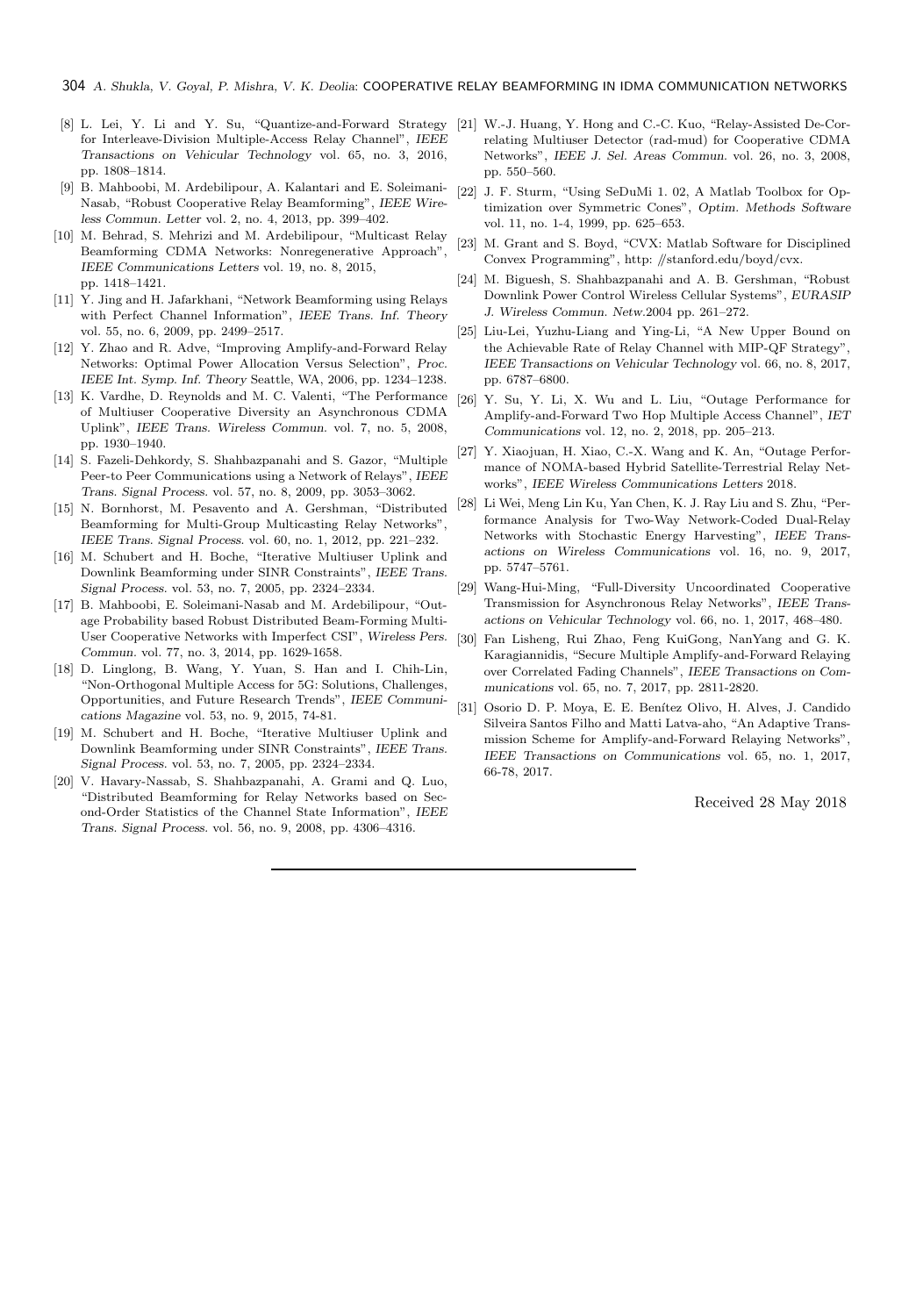[8] L. Lei, Y. Li and Y. Su, "Quantize-and-Forward Strategy for Interleave-Division Multiple-Access Relay Channel", *IEEE Transactions on Vehicular Technology* vol. 65, no. 3, 2016, pp. 1808–1814.

[9] B. Mahboobi, M. Ardebilipour, A. Kalantari and E. Soleimani-Nasab, "Robust Cooperative Relay Beamforming", *IEEE Wireless Commun. Letter* vol. 2, no. 4, 2013, pp. 399–402.

[10] M. Behrad, S. Mehrizi and M. Ardebilipour, "Multicast Relay Beamforming CDMA Networks: Nonregenerative Approach", *IEEE Communications Letters* vol. 19, no. 8, 2015, pp. 1418–1421.

[11] Y. Jing and H. Jafarkhani, "Network Beamforming using Relays with Perfect Channel Information", *IEEE Trans. Inf. Theory* vol. 55, no. 6, 2009, pp. 2499–2517.

[12] Y. Zhao and R. Adve, "Improving Amplify-and-Forward Relay Networks: Optimal Power Allocation Versus Selection", *Proc. IEEE Int. Symp. Inf. Theory* Seattle, WA, 2006, pp. 1234–1238.

[13] K. Vardhe, D. Reynolds and M. C. Valenti, "The Performance of Multiuser Cooperative Diversity an Asynchronous CDMA Uplink", *IEEE Trans. Wireless Commun.* vol. 7, no. 5, 2008, pp. 1930–1940.

[14] S. Fazeli-Dehkordy, S. Shahbazpanahi and S. Gazor, "Multiple Peer-to Peer Communications using a Network of Relays", *IEEE Trans. Signal Process.* vol. 57, no. 8, 2009, pp. 3053–3062.

[15] N. Bornhorst, M. Pesavento and A. Gershman, "Distributed Beamforming for Multi-Group Multicasting Relay Networks", *IEEE Trans. Signal Process.* vol. 60, no. 1, 2012, pp. 221–232.

[16] M. Schubert and H. Boche, "Iterative Multiuser Uplink and Downlink Beamforming under SINR Constraints", *IEEE Trans. Signal Process.* vol. 53, no. 7, 2005, pp. 2324–2334.

[17] B. Mahboobi, E. Soleimani-Nasab and M. Ardebilipour, "Outage Probability based Robust Distributed Beam-Forming Multi-User Cooperative Networks with Imperfect CSI", *Wireless Pers. Commun.* vol. 77, no. 3, 2014, pp. 1629-1658.

[18] D. Linglong, B. Wang, Y. Yuan, S. Han and I. Chih-Lin, "Non-Orthogonal Multiple Access for 5G: Solutions, Challenges, Opportunities, and Future Research Trends", *IEEE Communications Magazine* vol. 53, no. 9, 2015, 74-81.

[19] M. Schubert and H. Boche, "Iterative Multiuser Uplink and Downlink Beamforming under SINR Constraints", *IEEE Trans. Signal Process.* vol. 53, no. 7, 2005, pp. 2324–2334.

[20] V. Havary-Nassab, S. Shahbazpanahi, A. Grami and Q. Luo, "Distributed Beamforming for Relay Networks based on Second-Order Statistics of the Channel State Information", *IEEE Trans. Signal Process.* vol. 56, no. 9, 2008, pp. 4306–4316.

[21] W.-J. Huang, Y. Hong and C.-C. Kuo, "Relay-Assisted De-Correlating Multiuser Detector (rad-mud) for Cooperative CDMA Networks", *IEEE J. Sel. Areas Commun.* vol. 26, no. 3, 2008, pp. 550–560.

[22] J. F. Sturm, "Using SeDuMi 1. 02, A Matlab Toolbox for Optimization over Symmetric Cones", *Optim. Methods Software* vol. 11, no. 1-4, 1999, pp. 625–653.

[23] M. Grant and S. Boyd, "CVX: Matlab Software for Disciplined Convex Programming", http: //stanford.edu/boyd/cvx.

[24] M. Biguesh, S. Shahbazpanahi and A. B. Gershman, "Robust Downlink Power Control Wireless Cellular Systems", *EURASIP J. Wireless Commun. Netw.*2004 pp. 261–272.

[25] Liu-Lei, Yuzhu-Liang and Ying-Li, "A New Upper Bound on the Achievable Rate of Relay Channel with MIP-QF Strategy", *IEEE Transactions on Vehicular Technology* vol. 66, no. 8, 2017, pp. 6787–6800.

[26] Y. Su, Y. Li, X. Wu and L. Liu, "Outage Performance for Amplify-and-Forward Two Hop Multiple Access Channel", *IET Communications* vol. 12, no. 2, 2018, pp. 205–213.

[27] Y. Xiaojuan, H. Xiao, C.-X. Wang and K. An, "Outage Performance of NOMA-based Hybrid Satellite-Terrestrial Relay Networks", *IEEE Wireless Communications Letters* 2018.

[28] Li Wei, Meng Lin Ku, Yan Chen, K. J. Ray Liu and S. Zhu, "Performance Analysis for Two-Way Network-Coded Dual-Relay Networks with Stochastic Energy Harvesting", *IEEE Transactions on Wireless Communications* vol. 16, no. 9, 2017, pp. 5747–5761.

[29] Wang-Hui-Ming, "Full-Diversity Uncoordinated Cooperative Transmission for Asynchronous Relay Networks", *IEEE Transactions on Vehicular Technology* vol. 66, no. 1, 2017, 468–480.

[30] Fan Lisheng, Rui Zhao, Feng KuiGong, NanYang and G. K. Karagiannidis, "Secure Multiple Amplify-and-Forward Relaying over Correlated Fading Channels", *IEEE Transactions on Communications* vol. 65, no. 7, 2017, pp. 2811-2820.

[31] Osorio D. P. Moya, E. E. Benítez Olivo, H. Alves, J. Candido Silveira Santos Filho and Matti Latva-aho, "An Adaptive Transmission Scheme for Amplify-and-Forward Relaying Networks", *IEEE Transactions on Communications* vol. 65, no. 1, 2017, 66-78, 2017.

Received 28 May 2018